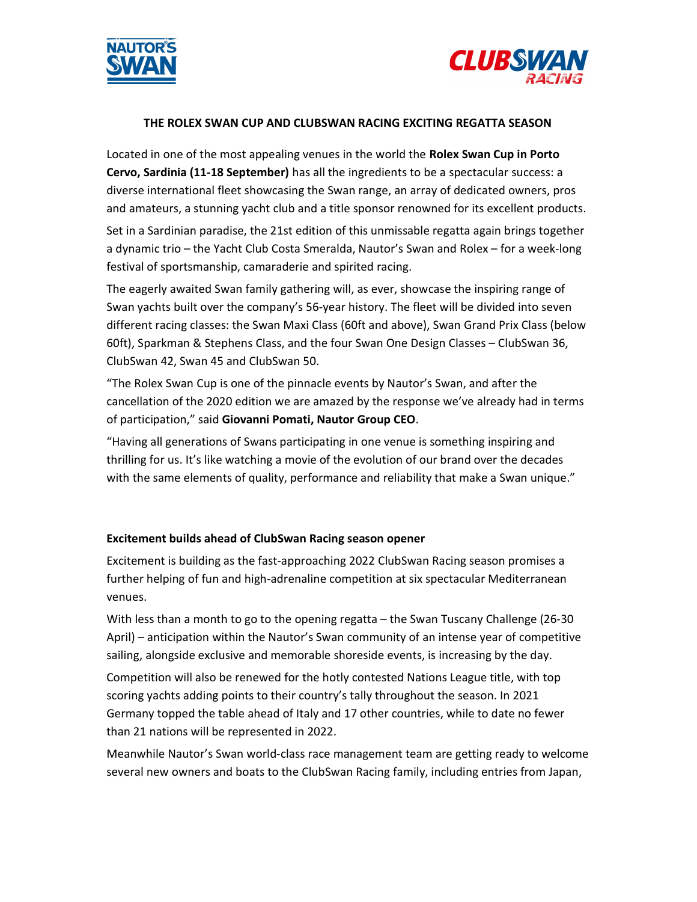# THE ROLEX SWAN CUP AND CLUBSWAN RACING EXCITING REGATTA SEASON

Located in one of the most appealing venues in the world the **Rolex Swan Cup in Porto Cervo, Sardinia (11-18 September)** has all the ingredients to be a spectacular success: a diverse international fleet showcasing the Swan range, an array of dedicated owners, pros and amateurs, a stunning yacht club and a title sponsor renowned for its excellent products.

Set in a Sardinian paradise, the 21st edition of this unmissable regatta again brings together a dynamic trio – the Yacht Club Costa Smeralda, Nautor's Swan and Rolex – for a week-long festival of sportsmanship, camaraderie and spirited racing.

The eagerly awaited Swan family gathering will, as ever, showcase the inspiring range of Swan yachts built over the company's 56-year history. The fleet will be divided into seven different racing classes: the Swan Maxi Class (60ft and above), Swan Grand Prix Class (below 60ft), Sparkman & Stephens Class, and the four Swan One Design Classes – ClubSwan 36, ClubSwan 42, Swan 45 and ClubSwan 50.

"The Rolex Swan Cup is one of the pinnacle events by Nautor's Swan, and after the cancellation of the 2020 edition we are amazed by the response we've already had in terms of participation," said **Giovanni Pomati, Nautor Group CEO**.

"Having all generations of Swans participating in one venue is something inspiring and thrilling for us. It's like watching a movie of the evolution of our brand over the decades with the same elements of quality, performance and reliability that make a Swan unique."

**Excitement builds ahead of ClubSwan Racing season opener**

Excitement is building as the fast-approaching 2022 ClubSwan Racing season promises a further helping of fun and high-adrenaline competition at six spectacular Mediterranean venues.

With less than a month to go to the opening regatta – the Swan Tuscany Challenge (26-30 April) – anticipation within the Nautor's Swan community of an intense year of competitive sailing, alongside exclusive and memorable shoreside events, is increasing by the day.

Competition will also be renewed for the hotly contested Nations League title, with top scoring yachts adding points to their country's tally throughout the season. In 2021 Germany topped the table ahead of Italy and 17 other countries, while to date no fewer than 21 nations will be represented in 2022.

Meanwhile Nautor's Swan world-class race management team are getting ready to welcome several new owners and boats to the ClubSwan Racing family, including entries from Japan,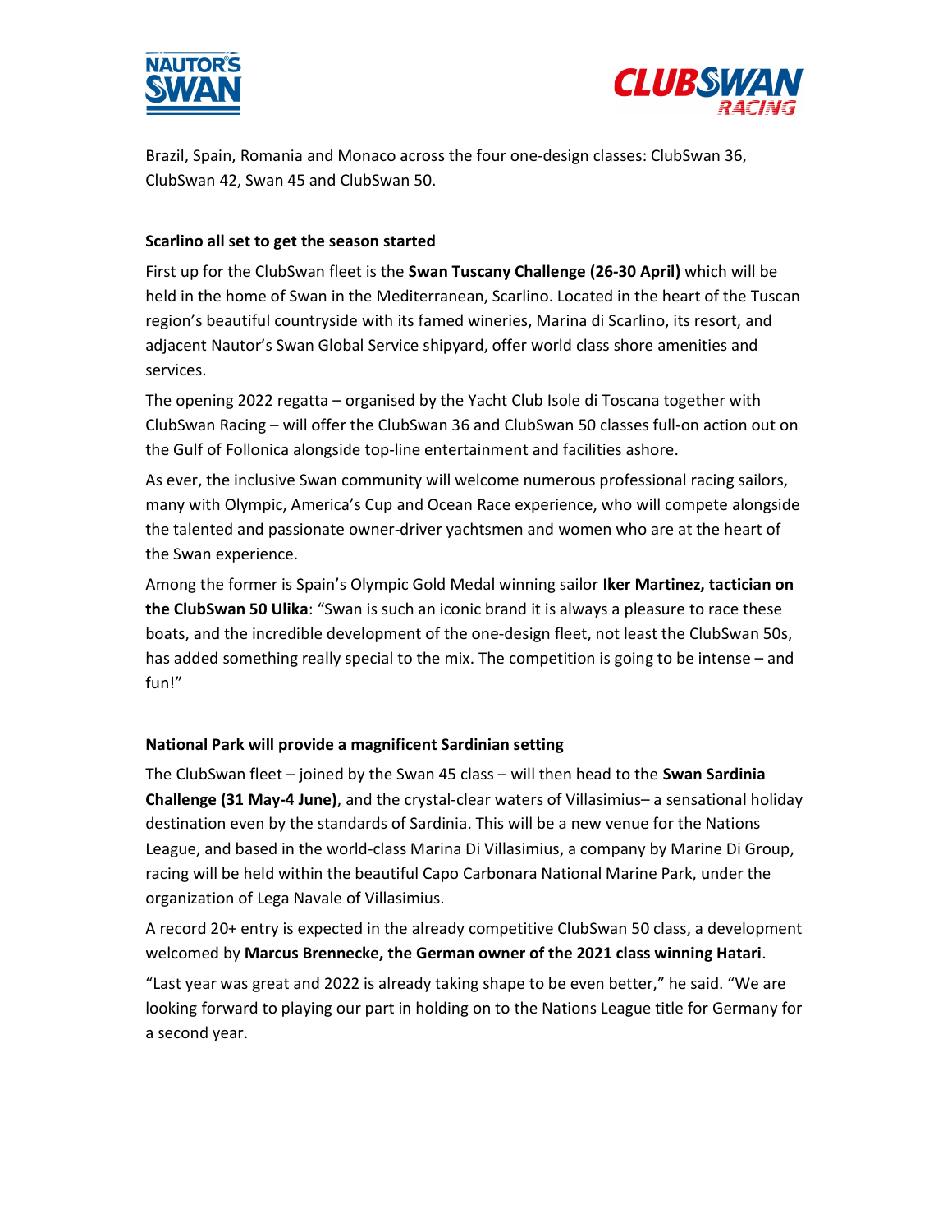Brazil, Spain, Romania and Monaco across the four one-design classes: ClubSwan 36, ClubSwan 42, Swan 45 and ClubSwan 50.

**Scarlino all set to get the season started**

First up for the ClubSwan fleet is the **Swan Tuscany Challenge (26-30 April)** which will be held in the home of Swan in the Mediterranean, Scarlino. Located in the heart of the Tuscan region's beautiful countryside with its famed wineries, Marina di Scarlino, its resort, and adjacent Nautor's Swan Global Service shipyard, offer world class shore amenities and services.

The opening 2022 regatta – organised by the Yacht Club Isole di Toscana together with ClubSwan Racing – will offer the ClubSwan 36 and ClubSwan 50 classes full-on action out on the Gulf of Follonica alongside top-line entertainment and facilities ashore.

As ever, the inclusive Swan community will welcome numerous professional racing sailors, many with Olympic, America's Cup and Ocean Race experience, who will compete alongside the talented and passionate owner-driver yachtsmen and women who are at the heart of the Swan experience.

Among the former is Spain's Olympic Gold Medal winning sailor **Iker Martinez, tactician on the ClubSwan 50 Ulika**: "Swan is such an iconic brand it is always a pleasure to race these boats, and the incredible development of the one-design fleet, not least the ClubSwan 50s, has added something really special to the mix. The competition is going to be intense – and fun!"

**National Park will provide a magnificent Sardinian setting**

The ClubSwan fleet – joined by the Swan 45 class – will then head to the **Swan Sardinia Challenge (31 May-4 June)**, and the crystal-clear waters of Villasimius– a sensational holiday destination even by the standards of Sardinia. This will be a new venue for the Nations League, and based in the world-class Marina Di Villasimius, a company by Marine Di Group, racing will be held within the beautiful Capo Carbonara National Marine Park, under the organization of Lega Navale of Villasimius.

A record 20+ entry is expected in the already competitive ClubSwan 50 class, a development welcomed by **Marcus Brennecke, the German owner of the 2021 class winning Hatari**.

"Last year was great and 2022 is already taking shape to be even better," he said. "We are looking forward to playing our part in holding on to the Nations League title for Germany for a second year.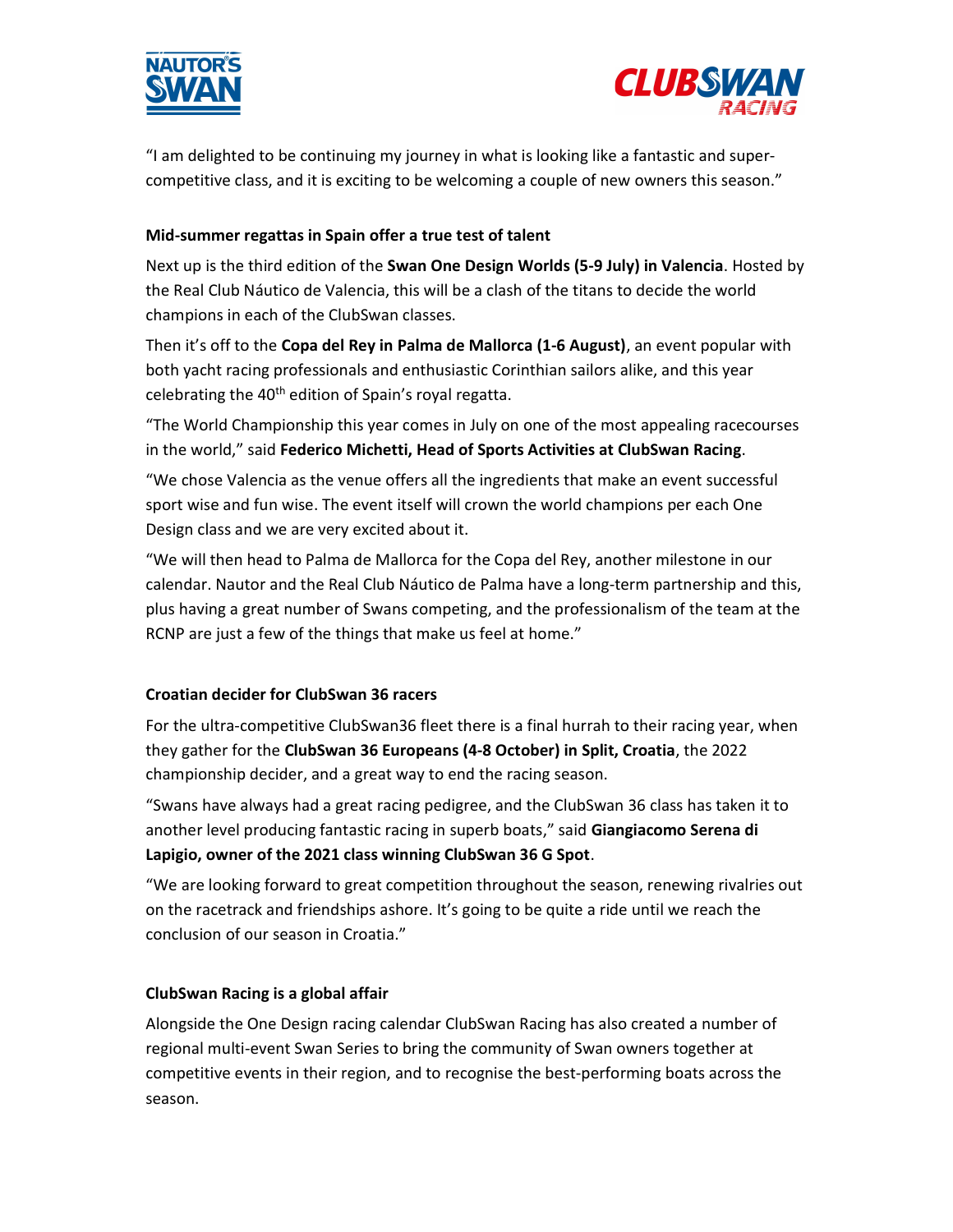"I am delighted to be continuing my journey in what is looking like a fantastic and super-competitive class, and it is exciting to be welcoming a couple of new owners this season."

**Mid-summer regattas in Spain offer a true test of talent**

Next up is the third edition of the **Swan One Design Worlds (5-9 July) in Valencia**. Hosted by the Real Club Náutico de Valencia, this will be a clash of the titans to decide the world champions in each of the ClubSwan classes.

Then it's off to the **Copa del Rey in Palma de Mallorca (1-6 August)**, an event popular with both yacht racing professionals and enthusiastic Corinthian sailors alike, and this year celebrating the 40th edition of Spain's royal regatta.

"The World Championship this year comes in July on one of the most appealing racecourses in the world," said **Federico Michetti, Head of Sports Activities at ClubSwan Racing**.

"We chose Valencia as the venue offers all the ingredients that make an event successful sport wise and fun wise. The event itself will crown the world champions per each One Design class and we are very excited about it.

"We will then head to Palma de Mallorca for the Copa del Rey, another milestone in our calendar. Nautor and the Real Club Náutico de Palma have a long-term partnership and this, plus having a great number of Swans competing, and the professionalism of the team at the RCNP are just a few of the things that make us feel at home."

**Croatian decider for ClubSwan 36 racers**

For the ultra-competitive ClubSwan36 fleet there is a final hurrah to their racing year, when they gather for the **ClubSwan 36 Europeans (4-8 October) in Split, Croatia**, the 2022 championship decider, and a great way to end the racing season.

"Swans have always had a great racing pedigree, and the ClubSwan 36 class has taken it to another level producing fantastic racing in superb boats," said **Giangiacomo Serena di Lapigio, owner of the 2021 class winning ClubSwan 36 G Spot**.

"We are looking forward to great competition throughout the season, renewing rivalries out on the racetrack and friendships ashore. It's going to be quite a ride until we reach the conclusion of our season in Croatia."

**ClubSwan Racing is a global affair**

Alongside the One Design racing calendar ClubSwan Racing has also created a number of regional multi-event Swan Series to bring the community of Swan owners together at competitive events in their region, and to recognise the best-performing boats across the season.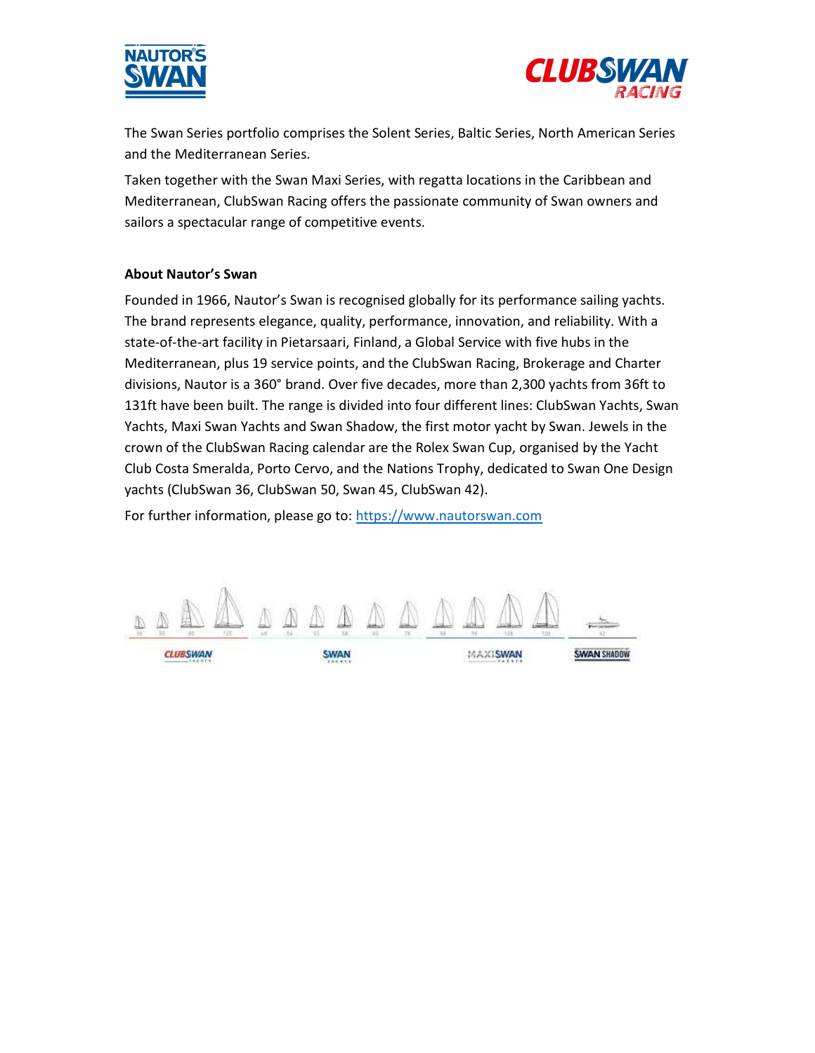The Swan Series portfolio comprises the Solent Series, Baltic Series, North American Series and the Mediterranean Series.

Taken together with the Swan Maxi Series, with regatta locations in the Caribbean and Mediterranean, ClubSwan Racing offers the passionate community of Swan owners and sailors a spectacular range of competitive events.

**About Nautor's Swan**

Founded in 1966, Nautor's Swan is recognised globally for its performance sailing yachts. The brand represents elegance, quality, performance, innovation, and reliability. With a state-of-the-art facility in Pietarsaari, Finland, a Global Service with five hubs in the Mediterranean, plus 19 service points, and the ClubSwan Racing, Brokerage and Charter divisions, Nautor is a 360° brand. Over five decades, more than 2,300 yachts from 36ft to 131ft have been built. The range is divided into four different lines: ClubSwan Yachts, Swan Yachts, Maxi Swan Yachts and Swan Shadow, the first motor yacht by Swan. Jewels in the crown of the ClubSwan Racing calendar are the Rolex Swan Cup, organised by the Yacht Club Costa Smeralda, Porto Cervo, and the Nations Trophy, dedicated to Swan One Design yachts (ClubSwan 36, ClubSwan 50, Swan 45, ClubSwan 42).

For further information, please go to: https://www.nautorswan.com